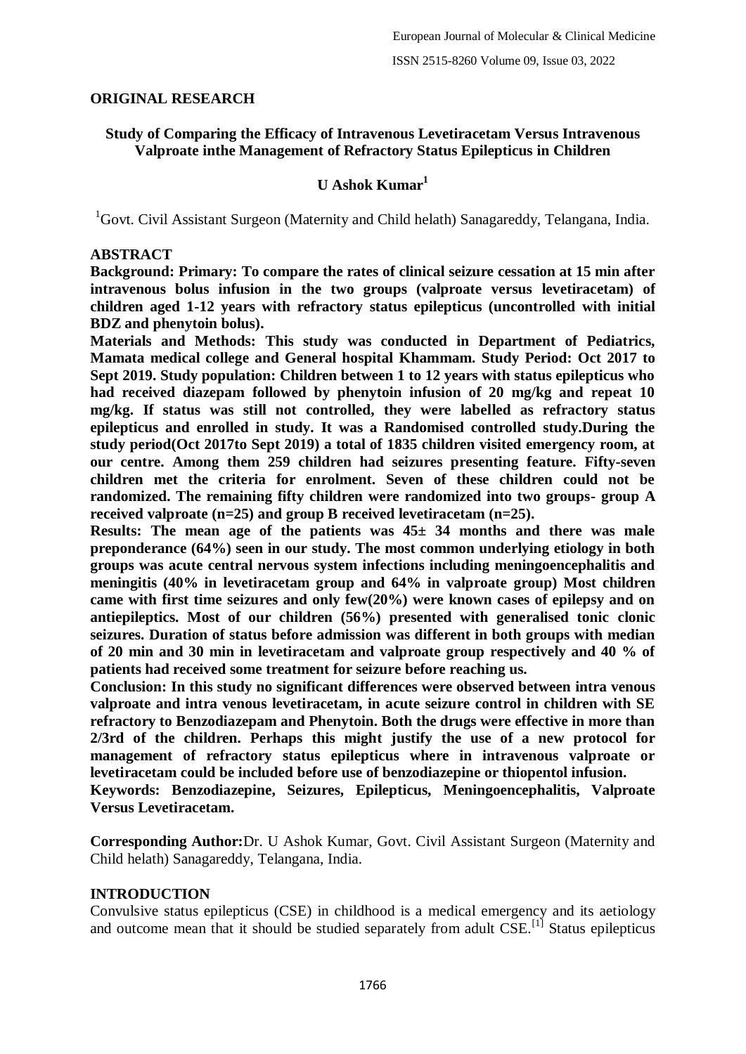## ORIGINAL RESEARCH

# Study of Comparing the Efficacy of Intravenous Levetiracetam Versus Intravenous Valproate inthe Management of Refractory Status Epilepticus in Children

**U Ashok Kumar[1]**

[1]Govt. Civil Assistant Surgeon (Maternity and Child helath) Sanagareddy, Telangana, India.

## ABSTRACT

**Background: Primary: To compare the rates of clinical seizure cessation at 15 min after intravenous bolus infusion in the two groups (valproate versus levetiracetam) of children aged 1-12 years with refractory status epilepticus (uncontrolled with initial BDZ and phenytoin bolus).**

**Materials and Methods: This study was conducted in Department of Pediatrics, Mamata medical college and General hospital Khammam. Study Period: Oct 2017 to Sept 2019. Study population: Children between 1 to 12 years with status epilepticus who had received diazepam followed by phenytoin infusion of 20 mg/kg and repeat 10 mg/kg. If status was still not controlled, they were labelled as refractory status epilepticus and enrolled in study. It was a Randomised controlled study.During the study period(Oct 2017to Sept 2019) a total of 1835 children visited emergency room, at our centre. Among them 259 children had seizures presenting feature. Fifty-seven children met the criteria for enrolment. Seven of these children could not be randomized. The remaining fifty children were randomized into two groups- group A received valproate (n=25) and group B received levetiracetam (n=25).**

**Results: The mean age of the patients was 45± 34 months and there was male preponderance (64%) seen in our study. The most common underlying etiology in both groups was acute central nervous system infections including meningoencephalitis and meningitis (40% in levetiracetam group and 64% in valproate group) Most children came with first time seizures and only few(20%) were known cases of epilepsy and on antiepileptics. Most of our children (56%) presented with generalised tonic clonic seizures. Duration of status before admission was different in both groups with median of 20 min and 30 min in levetiracetam and valproate group respectively and 40 % of patients had received some treatment for seizure before reaching us.**

**Conclusion: In this study no significant differences were observed between intra venous valproate and intra venous levetiracetam, in acute seizure control in children with SE refractory to Benzodiazepam and Phenytoin. Both the drugs were effective in more than 2/3rd of the children. Perhaps this might justify the use of a new protocol for management of refractory status epilepticus where in intravenous valproate or levetiracetam could be included before use of benzodiazepine or thiopentol infusion.**

**Keywords: Benzodiazepine, Seizures, Epilepticus, Meningoencephalitis, Valproate Versus Levetiracetam.**

**Corresponding Author:** Dr. U Ashok Kumar, Govt. Civil Assistant Surgeon (Maternity and Child helath) Sanagareddy, Telangana, India.

## INTRODUCTION

Convulsive status epilepticus (CSE) in childhood is a medical emergency and its aetiology and outcome mean that it should be studied separately from adult CSE.[1] Status epilepticus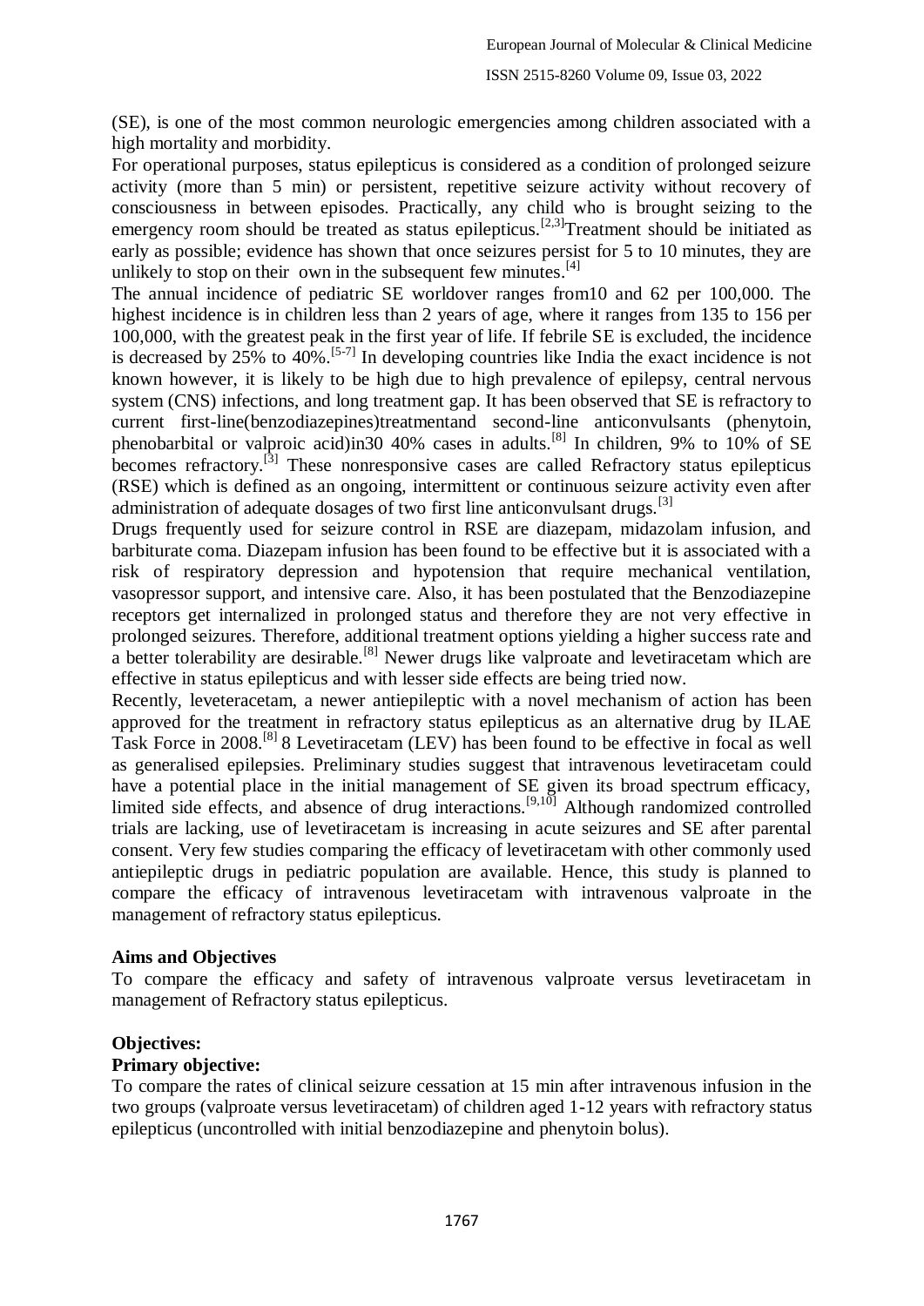(SE), is one of the most common neurologic emergencies among children associated with a high mortality and morbidity.

For operational purposes, status epilepticus is considered as a condition of prolonged seizure activity (more than 5 min) or persistent, repetitive seizure activity without recovery of consciousness in between episodes. Practically, any child who is brought seizing to the emergency room should be treated as status epilepticus.[2,3] Treatment should be initiated as early as possible; evidence has shown that once seizures persist for 5 to 10 minutes, they are unlikely to stop on their own in the subsequent few minutes.[4]

The annual incidence of pediatric SE worldover ranges from10 and 62 per 100,000. The highest incidence is in children less than 2 years of age, where it ranges from 135 to 156 per 100,000, with the greatest peak in the first year of life. If febrile SE is excluded, the incidence is decreased by 25% to 40%.[5-7] In developing countries like India the exact incidence is not known however, it is likely to be high due to high prevalence of epilepsy, central nervous system (CNS) infections, and long treatment gap. It has been observed that SE is refractory to current first-line(benzodiazepines)treatmentand second-line anticonvulsants (phenytoin, phenobarbital or valproic acid)in30 40% cases in adults.[8] In children, 9% to 10% of SE becomes refractory.[3] These nonresponsive cases are called Refractory status epilepticus (RSE) which is defined as an ongoing, intermittent or continuous seizure activity even after administration of adequate dosages of two first line anticonvulsant drugs.[3]

Drugs frequently used for seizure control in RSE are diazepam, midazolam infusion, and barbiturate coma. Diazepam infusion has been found to be effective but it is associated with a risk of respiratory depression and hypotension that require mechanical ventilation, vasopressor support, and intensive care. Also, it has been postulated that the Benzodiazepine receptors get internalized in prolonged status and therefore they are not very effective in prolonged seizures. Therefore, additional treatment options yielding a higher success rate and a better tolerability are desirable.[8] Newer drugs like valproate and levetiracetam which are effective in status epilepticus and with lesser side effects are being tried now.

Recently, leveteracetam, a newer antiepileptic with a novel mechanism of action has been approved for the treatment in refractory status epilepticus as an alternative drug by ILAE Task Force in 2008.[8] 8 Levetiracetam (LEV) has been found to be effective in focal as well as generalised epilepsies. Preliminary studies suggest that intravenous levetiracetam could have a potential place in the initial management of SE given its broad spectrum efficacy, limited side effects, and absence of drug interactions.[9,10] Although randomized controlled trials are lacking, use of levetiracetam is increasing in acute seizures and SE after parental consent. Very few studies comparing the efficacy of levetiracetam with other commonly used antiepileptic drugs in pediatric population are available. Hence, this study is planned to compare the efficacy of intravenous levetiracetam with intravenous valproate in the management of refractory status epilepticus.

**Aims and Objectives**

To compare the efficacy and safety of intravenous valproate versus levetiracetam in management of Refractory status epilepticus.

**Objectives:**

**Primary objective:**

To compare the rates of clinical seizure cessation at 15 min after intravenous infusion in the two groups (valproate versus levetiracetam) of children aged 1-12 years with refractory status epilepticus (uncontrolled with initial benzodiazepine and phenytoin bolus).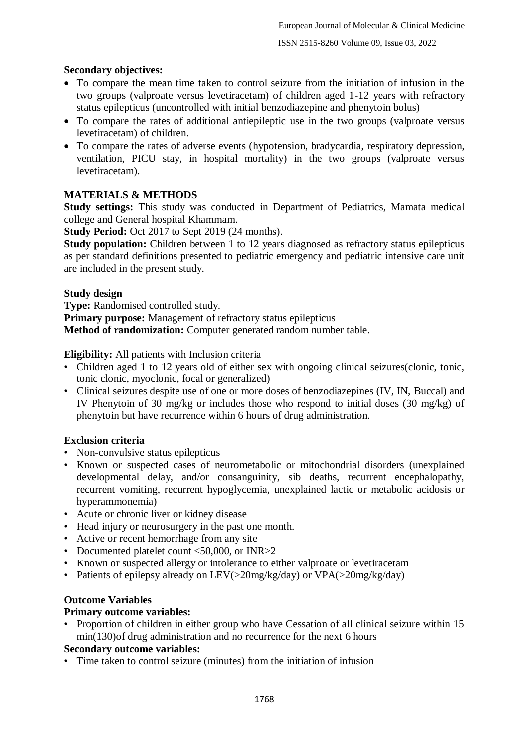**Secondary objectives:**

- To compare the mean time taken to control seizure from the initiation of infusion in the two groups (valproate versus levetiracetam) of children aged 1-12 years with refractory status epilepticus (uncontrolled with initial benzodiazepine and phenytoin bolus)
- To compare the rates of additional antiepileptic use in the two groups (valproate versus levetiracetam) of children.
- To compare the rates of adverse events (hypotension, bradycardia, respiratory depression, ventilation, PICU stay, in hospital mortality) in the two groups (valproate versus levetiracetam).

## MATERIALS & METHODS

**Study settings:** This study was conducted in Department of Pediatrics, Mamata medical college and General hospital Khammam.

**Study Period:** Oct 2017 to Sept 2019 (24 months).

**Study population:** Children between 1 to 12 years diagnosed as refractory status epilepticus as per standard definitions presented to pediatric emergency and pediatric intensive care unit are included in the present study.

**Study design**

**Type:** Randomised controlled study.

**Primary purpose:** Management of refractory status epilepticus

**Method of randomization:** Computer generated random number table.

**Eligibility:** All patients with Inclusion criteria

- Children aged 1 to 12 years old of either sex with ongoing clinical seizures(clonic, tonic, tonic clonic, myoclonic, focal or generalized)
- Clinical seizures despite use of one or more doses of benzodiazepines (IV, IN, Buccal) and IV Phenytoin of 30 mg/kg or includes those who respond to initial doses (30 mg/kg) of phenytoin but have recurrence within 6 hours of drug administration.

**Exclusion criteria**

- Non-convulsive status epilepticus
- Known or suspected cases of neurometabolic or mitochondrial disorders (unexplained developmental delay, and/or consanguinity, sib deaths, recurrent encephalopathy, recurrent vomiting, recurrent hypoglycemia, unexplained lactic or metabolic acidosis or hyperammonemia)
- Acute or chronic liver or kidney disease
- Head injury or neurosurgery in the past one month.
- Active or recent hemorrhage from any site
- Documented platelet count <50,000, or INR>2
- Known or suspected allergy or intolerance to either valproate or levetiracetam
- Patients of epilepsy already on LEV(>20mg/kg/day) or VPA(>20mg/kg/day)

**Outcome Variables**

**Primary outcome variables:**

- Proportion of children in either group who have Cessation of all clinical seizure within 15 min(130)of drug administration and no recurrence for the next 6 hours

**Secondary outcome variables:**

- Time taken to control seizure (minutes) from the initiation of infusion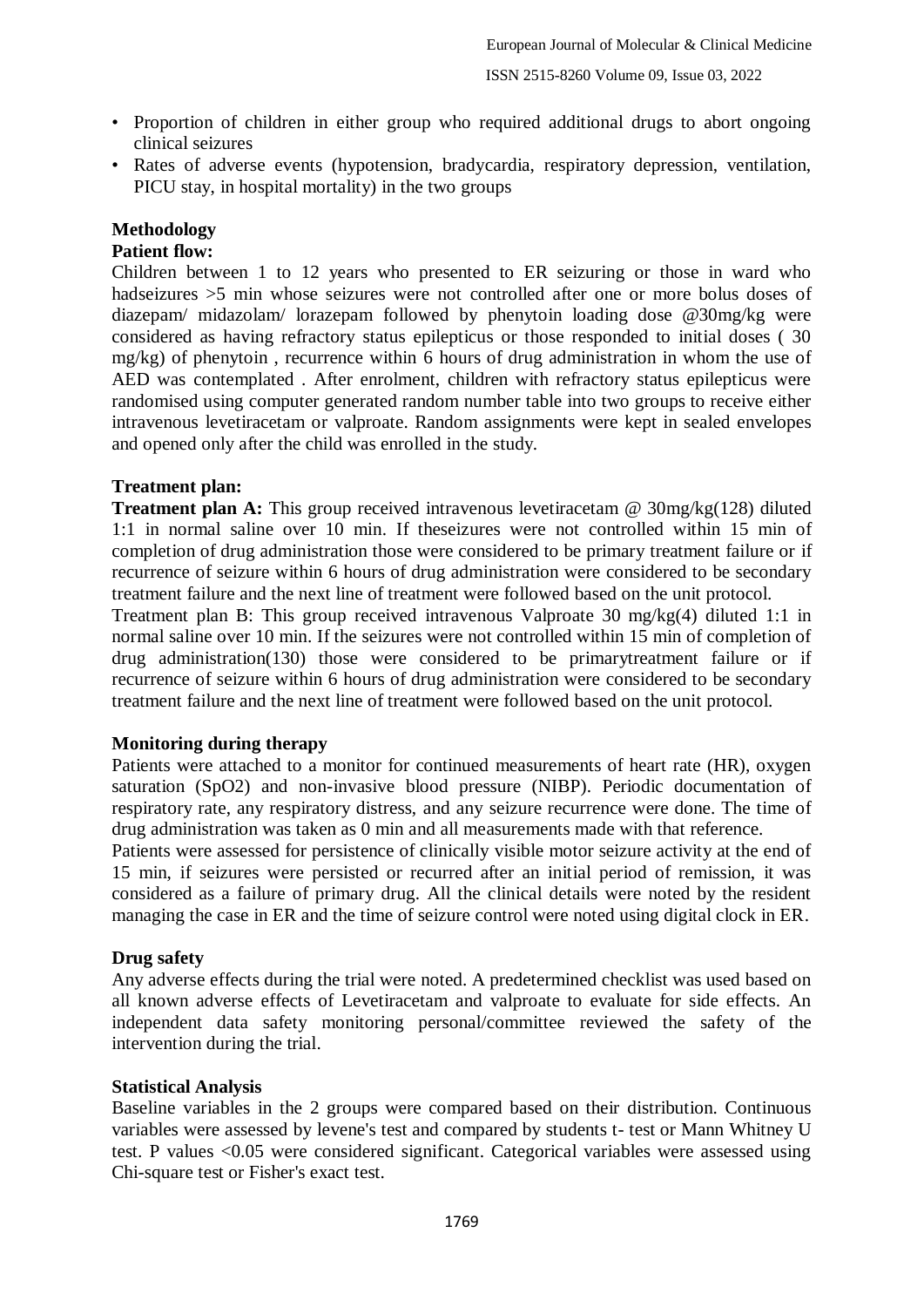- Proportion of children in either group who required additional drugs to abort ongoing clinical seizures
- Rates of adverse events (hypotension, bradycardia, respiratory depression, ventilation, PICU stay, in hospital mortality) in the two groups

## Methodology

### Patient flow:

Children between 1 to 12 years who presented to ER seizuring or those in ward who hadseizures >5 min whose seizures were not controlled after one or more bolus doses of diazepam/ midazolam/ lorazepam followed by phenytoin loading dose @30mg/kg were considered as having refractory status epilepticus or those responded to initial doses ( 30 mg/kg) of phenytoin , recurrence within 6 hours of drug administration in whom the use of AED was contemplated . After enrolment, children with refractory status epilepticus were randomised using computer generated random number table into two groups to receive either intravenous levetiracetam or valproate. Random assignments were kept in sealed envelopes and opened only after the child was enrolled in the study.

### Treatment plan:

**Treatment plan A:** This group received intravenous levetiracetam @ 30mg/kg(128) diluted 1:1 in normal saline over 10 min. If theseizures were not controlled within 15 min of completion of drug administration those were considered to be primary treatment failure or if recurrence of seizure within 6 hours of drug administration were considered to be secondary treatment failure and the next line of treatment were followed based on the unit protocol.

Treatment plan B: This group received intravenous Valproate 30 mg/kg(4) diluted 1:1 in normal saline over 10 min. If the seizures were not controlled within 15 min of completion of drug administration(130) those were considered to be primarytreatment failure or if recurrence of seizure within 6 hours of drug administration were considered to be secondary treatment failure and the next line of treatment were followed based on the unit protocol.

### Monitoring during therapy

Patients were attached to a monitor for continued measurements of heart rate (HR), oxygen saturation (SpO2) and non-invasive blood pressure (NIBP). Periodic documentation of respiratory rate, any respiratory distress, and any seizure recurrence were done. The time of drug administration was taken as 0 min and all measurements made with that reference.

Patients were assessed for persistence of clinically visible motor seizure activity at the end of 15 min, if seizures were persisted or recurred after an initial period of remission, it was considered as a failure of primary drug. All the clinical details were noted by the resident managing the case in ER and the time of seizure control were noted using digital clock in ER.

### Drug safety

Any adverse effects during the trial were noted. A predetermined checklist was used based on all known adverse effects of Levetiracetam and valproate to evaluate for side effects. An independent data safety monitoring personal/committee reviewed the safety of the intervention during the trial.

### Statistical Analysis

Baseline variables in the 2 groups were compared based on their distribution. Continuous variables were assessed by levene's test and compared by students t- test or Mann Whitney U test. P values <0.05 were considered significant. Categorical variables were assessed using Chi-square test or Fisher's exact test.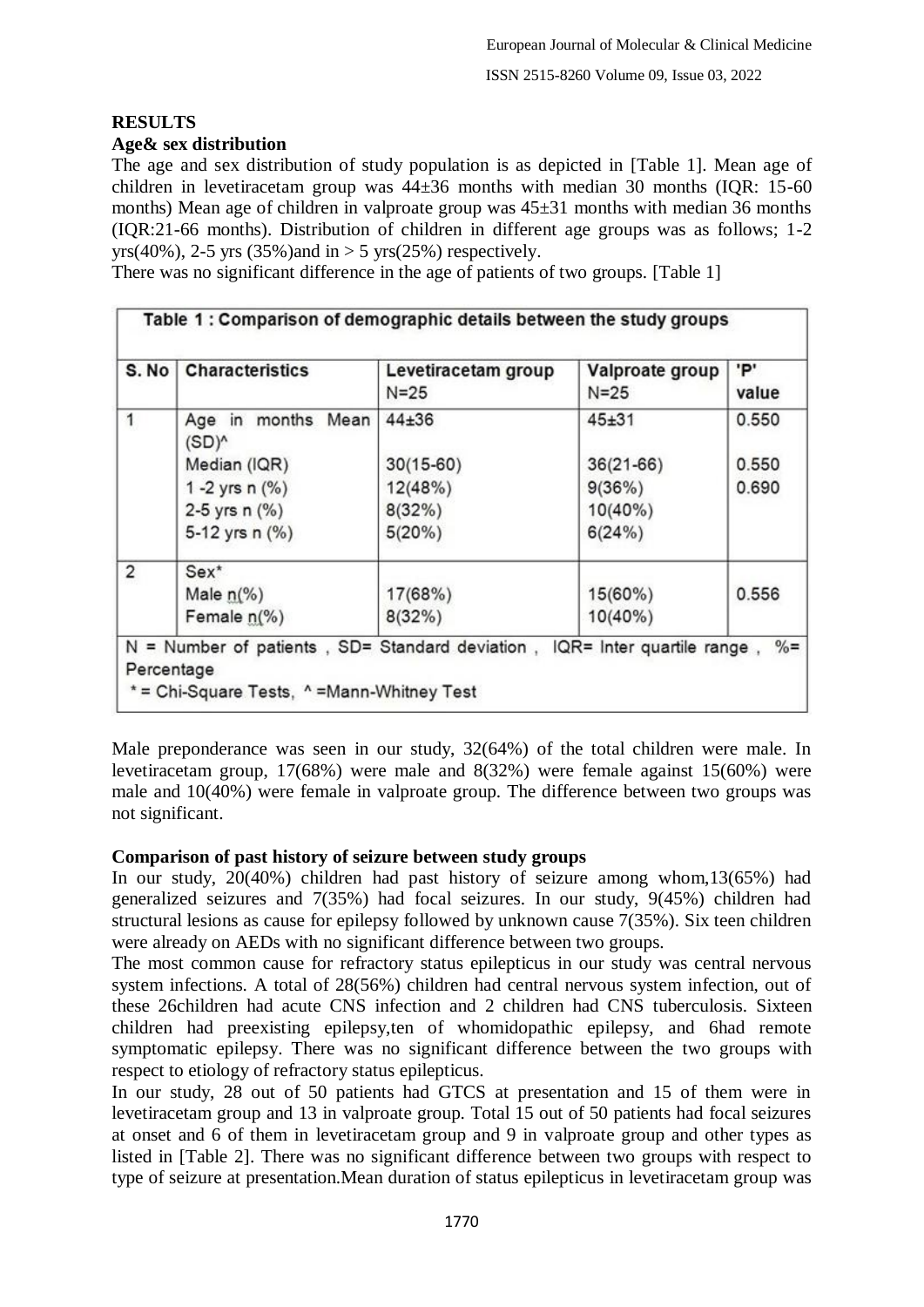## RESULTS

### Age& sex distribution

The age and sex distribution of study population is as depicted in [Table 1]. Mean age of children in levetiracetam group was 44±36 months with median 30 months (IQR: 15-60 months) Mean age of children in valproate group was 45±31 months with median 36 months (IQR:21-66 months). Distribution of children in different age groups was as follows; 1-2 yrs(40%), 2-5 yrs (35%)and in > 5 yrs(25%) respectively.

There was no significant difference in the age of patients of two groups. [Table 1]

**Table 1 : Comparison of demographic details between the study groups**

| S. No | Characteristics | Levetiracetam group N=25 | Valproate group N=25 | 'P' value |
|---|---|---|---|---|
| 1 | Age in months Mean (SD)^ | 44±36 | 45±31 | 0.550 |
| | Median (IQR) | 30(15-60) | 36(21-66) | 0.550 |
| | 1 -2 yrs n (%) | 12(48%) | 9(36%) | 0.690 |
| | 2-5 yrs n (%) | 8(32%) | 10(40%) | |
| | 5-12 yrs n (%) | 5(20%) | 6(24%) | |
| 2 | Sex* | | | |
| | Male n(%) | 17(68%) | 15(60%) | 0.556 |
| | Female n(%) | 8(32%) | 10(40%) | |

N = Number of patients , SD= Standard deviation , IQR= Inter quartile range , %= Percentage
* = Chi-Square Tests, ^ =Mann-Whitney Test

Male preponderance was seen in our study, 32(64%) of the total children were male. In levetiracetam group, 17(68%) were male and 8(32%) were female against 15(60%) were male and 10(40%) were female in valproate group. The difference between two groups was not significant.

### Comparison of past history of seizure between study groups

In our study, 20(40%) children had past history of seizure among whom,13(65%) had generalized seizures and 7(35%) had focal seizures. In our study, 9(45%) children had structural lesions as cause for epilepsy followed by unknown cause 7(35%). Six teen children were already on AEDs with no significant difference between two groups.

The most common cause for refractory status epilepticus in our study was central nervous system infections. A total of 28(56%) children had central nervous system infection, out of these 26children had acute CNS infection and 2 children had CNS tuberculosis. Sixteen children had preexisting epilepsy,ten of whomidopathic epilepsy, and 6had remote symptomatic epilepsy. There was no significant difference between the two groups with respect to etiology of refractory status epilepticus.

In our study, 28 out of 50 patients had GTCS at presentation and 15 of them were in levetiracetam group and 13 in valproate group. Total 15 out of 50 patients had focal seizures at onset and 6 of them in levetiracetam group and 9 in valproate group and other types as listed in [Table 2]. There was no significant difference between two groups with respect to type of seizure at presentation.Mean duration of status epilepticus in levetiracetam group was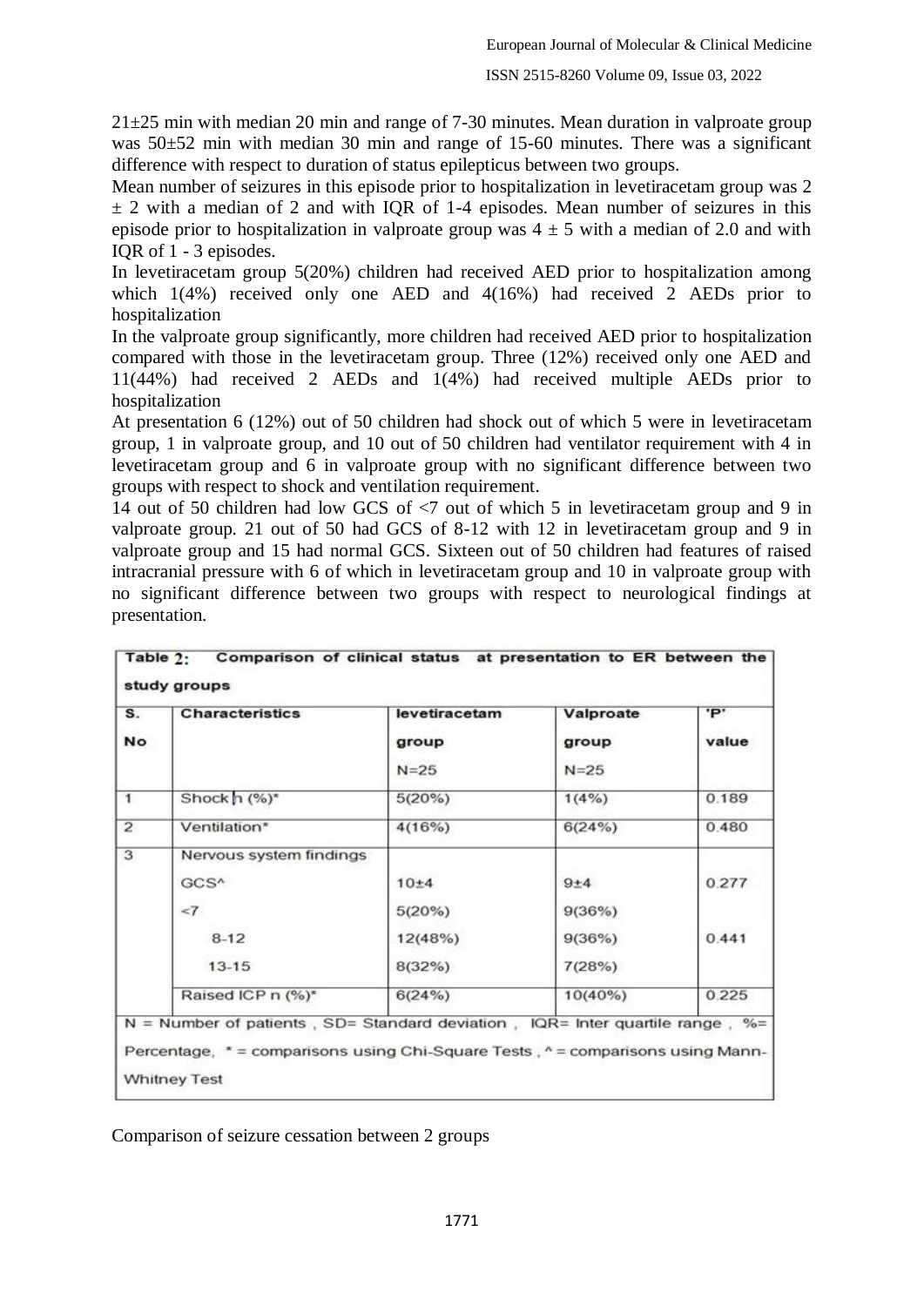21±25 min with median 20 min and range of 7-30 minutes. Mean duration in valproate group was 50±52 min with median 30 min and range of 15-60 minutes. There was a significant difference with respect to duration of status epilepticus between two groups.

Mean number of seizures in this episode prior to hospitalization in levetiracetam group was 2 ± 2 with a median of 2 and with IQR of 1-4 episodes. Mean number of seizures in this episode prior to hospitalization in valproate group was 4 ± 5 with a median of 2.0 and with IQR of 1 - 3 episodes.

In levetiracetam group 5(20%) children had received AED prior to hospitalization among which 1(4%) received only one AED and 4(16%) had received 2 AEDs prior to hospitalization

In the valproate group significantly, more children had received AED prior to hospitalization compared with those in the levetiracetam group. Three (12%) received only one AED and 11(44%) had received 2 AEDs and 1(4%) had received multiple AEDs prior to hospitalization

At presentation 6 (12%) out of 50 children had shock out of which 5 were in levetiracetam group, 1 in valproate group, and 10 out of 50 children had ventilator requirement with 4 in levetiracetam group and 6 in valproate group with no significant difference between two groups with respect to shock and ventilation requirement.

14 out of 50 children had low GCS of <7 out of which 5 in levetiracetam group and 9 in valproate group. 21 out of 50 had GCS of 8-12 with 12 in levetiracetam group and 9 in valproate group and 15 had normal GCS. Sixteen out of 50 children had features of raised intracranial pressure with 6 of which in levetiracetam group and 10 in valproate group with no significant difference between two groups with respect to neurological findings at presentation.

**Table 2: Comparison of clinical status at presentation to ER between the study groups**

| S. No | Characteristics | levetiracetam group N=25 | Valproate group N=25 | 'P' value |
|---|---|---|---|---|
| 1 | Shock n (%)* | 5(20%) | 1(4%) | 0.189 |
| 2 | Ventilation* | 4(16%) | 6(24%) | 0.480 |
| 3 | Nervous system findings | | | |
| | GCS^ | 10±4 | 9±4 | 0.277 |
| | <7 | 5(20%) | 9(36%) | |
| | 8-12 | 12(48%) | 9(36%) | 0.441 |
| | 13-15 | 8(32%) | 7(28%) | |
| | Raised ICP n (%)* | 6(24%) | 10(40%) | 0.225 |

N = Number of patients , SD= Standard deviation , IQR= Inter quartile range , %= Percentage, * = comparisons using Chi-Square Tests , ^ = comparisons using Mann-Whitney Test

Comparison of seizure cessation between 2 groups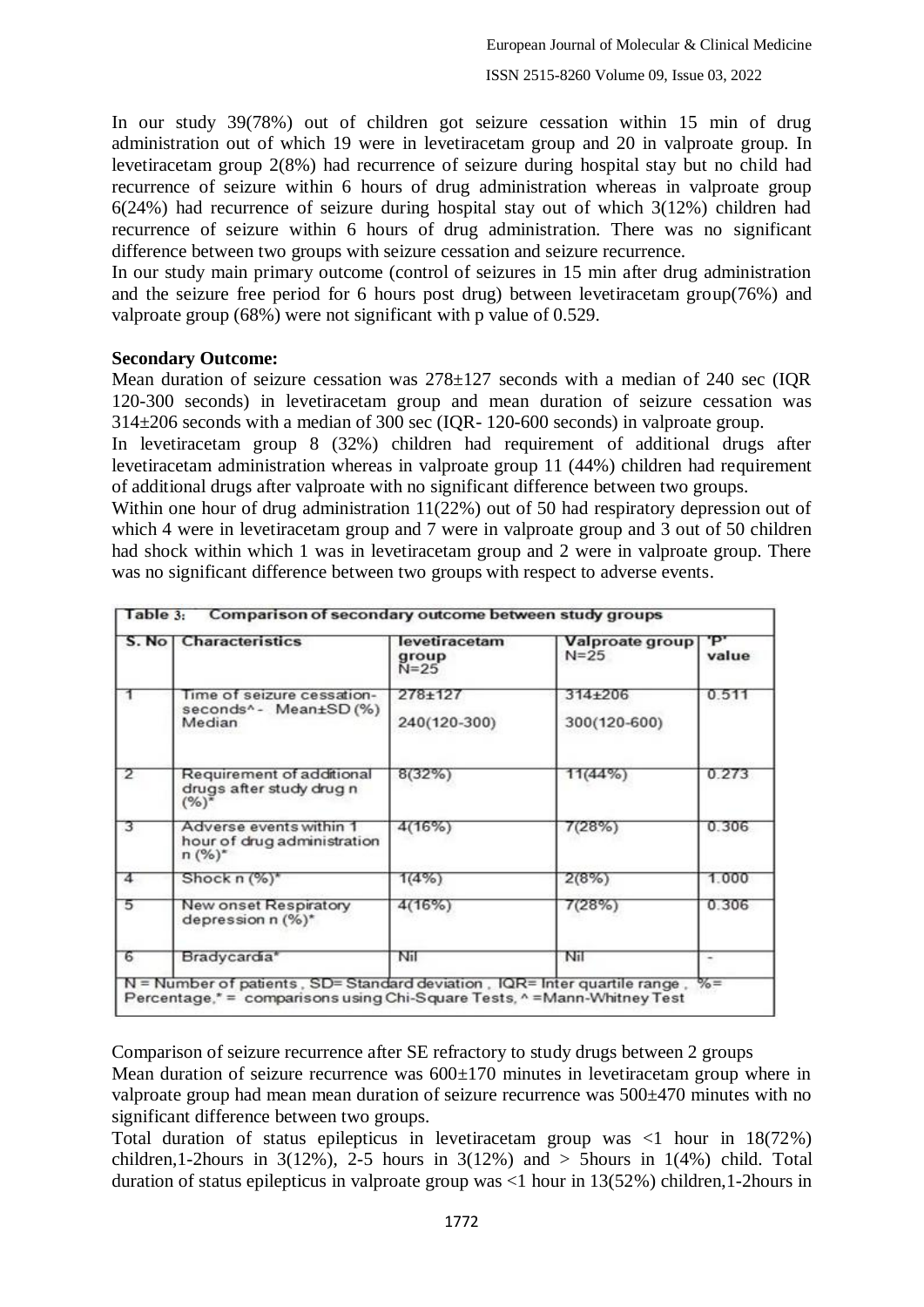In our study 39(78%) out of children got seizure cessation within 15 min of drug administration out of which 19 were in levetiracetam group and 20 in valproate group. In levetiracetam group 2(8%) had recurrence of seizure during hospital stay but no child had recurrence of seizure within 6 hours of drug administration whereas in valproate group 6(24%) had recurrence of seizure during hospital stay out of which 3(12%) children had recurrence of seizure within 6 hours of drug administration. There was no significant difference between two groups with seizure cessation and seizure recurrence.

In our study main primary outcome (control of seizures in 15 min after drug administration and the seizure free period for 6 hours post drug) between levetiracetam group(76%) and valproate group (68%) were not significant with p value of 0.529.

**Secondary Outcome:**

Mean duration of seizure cessation was 278±127 seconds with a median of 240 sec (IQR 120-300 seconds) in levetiracetam group and mean duration of seizure cessation was 314±206 seconds with a median of 300 sec (IQR- 120-600 seconds) in valproate group.

In levetiracetam group 8 (32%) children had requirement of additional drugs after levetiracetam administration whereas in valproate group 11 (44%) children had requirement of additional drugs after valproate with no significant difference between two groups.

Within one hour of drug administration 11(22%) out of 50 had respiratory depression out of which 4 were in levetiracetam group and 7 were in valproate group and 3 out of 50 children had shock within which 1 was in levetiracetam group and 2 were in valproate group. There was no significant difference between two groups with respect to adverse events.

**Table 3: Comparison of secondary outcome between study groups**

| S. No | Characteristics | levetiracetam group N=25 | Valproate group N=25 | 'P' value |
|---|---|---|---|---|
| 1 | Time of seizure cessation-seconds^- Mean±SD (%) Median | 278±127<br>240(120-300) | 314±206<br>300(120-600) | 0.511 |
| 2 | Requirement of additional drugs after study drug n (%)* | 8(32%) | 11(44%) | 0.273 |
| 3 | Adverse events within 1 hour of drug administration n (%)* | 4(16%) | 7(28%) | 0.306 |
| 4 | Shock n (%)* | 1(4%) | 2(8%) | 1.000 |
| 5 | New onset Respiratory depression n (%)* | 4(16%) | 7(28%) | 0.306 |
| 6 | Bradycardia* | Nil | Nil | - |

N = Number of patients , SD= Standard deviation , IQR= Inter quartile range , %= Percentage,* = comparisons using Chi-Square Tests, ^ =Mann-Whitney Test

Comparison of seizure recurrence after SE refractory to study drugs between 2 groups

Mean duration of seizure recurrence was 600±170 minutes in levetiracetam group where in valproate group had mean mean duration of seizure recurrence was 500±470 minutes with no significant difference between two groups.

Total duration of status epilepticus in levetiracetam group was <1 hour in 18(72%) children,1-2hours in 3(12%), 2-5 hours in 3(12%) and > 5hours in 1(4%) child. Total duration of status epilepticus in valproate group was <1 hour in 13(52%) children,1-2hours in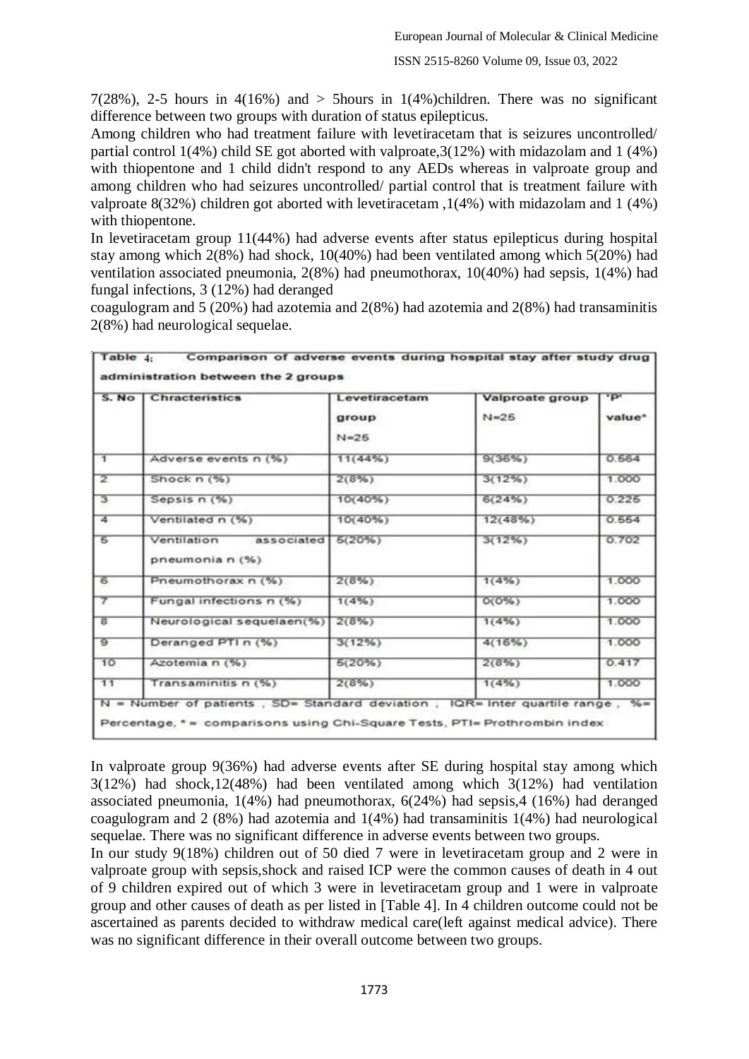7(28%), 2-5 hours in 4(16%) and > 5hours in 1(4%)children. There was no significant difference between two groups with duration of status epilepticus.

Among children who had treatment failure with levetiracetam that is seizures uncontrolled/ partial control 1(4%) child SE got aborted with valproate,3(12%) with midazolam and 1 (4%) with thiopentone and 1 child didn't respond to any AEDs whereas in valproate group and among children who had seizures uncontrolled/ partial control that is treatment failure with valproate 8(32%) children got aborted with levetiracetam ,1(4%) with midazolam and 1 (4%) with thiopentone.

In levetiracetam group 11(44%) had adverse events after status epilepticus during hospital stay among which 2(8%) had shock, 10(40%) had been ventilated among which 5(20%) had ventilation associated pneumonia, 2(8%) had pneumothorax, 10(40%) had sepsis, 1(4%) had fungal infections, 3 (12%) had deranged coagulogram and 5 (20%) had azotemia and 2(8%) had azotemia and 2(8%) had transaminitis 2(8%) had neurological sequelae.

**Table 4: Comparison of adverse events during hospital stay after study drug administration between the 2 groups**

| S. No | Chracteristics | Levetiracetam group N=25 | Valproate group N=25 | 'P' value* |
|---|---|---|---|---|
| 1 | Adverse events n (%) | 11(44%) | 9(36%) | 0.564 |
| 2 | Shock n (%) | 2(8%) | 3(12%) | 1.000 |
| 3 | Sepsis n (%) | 10(40%) | 6(24%) | 0.225 |
| 4 | Ventilated n (%) | 10(40%) | 12(48%) | 0.554 |
| 5 | Ventilation associated pneumonia n (%) | 5(20%) | 3(12%) | 0.702 |
| 6 | Pneumothorax n (%) | 2(8%) | 1(4%) | 1.000 |
| 7 | Fungal infections n (%) | 1(4%) | 0(0%) | 1.000 |
| 8 | Neurological sequelaen(%) | 2(8%) | 1(4%) | 1.000 |
| 9 | Deranged PTI n (%) | 3(12%) | 4(16%) | 1.000 |
| 10 | Azotemia n (%) | 5(20%) | 2(8%) | 0.417 |
| 11 | Transaminitis n (%) | 2(8%) | 1(4%) | 1.000 |

N = Number of patients , SD= Standard deviation , IQR= Inter quartile range , %= Percentage, * = comparisons using Chi-Square Tests, PTI= Prothrombin index

In valproate group 9(36%) had adverse events after SE during hospital stay among which 3(12%) had shock,12(48%) had been ventilated among which 3(12%) had ventilation associated pneumonia, 1(4%) had pneumothorax, 6(24%) had sepsis,4 (16%) had deranged coagulogram and 2 (8%) had azotemia and 1(4%) had transaminitis 1(4%) had neurological sequelae. There was no significant difference in adverse events between two groups.

In our study 9(18%) children out of 50 died 7 were in levetiracetam group and 2 were in valproate group with sepsis,shock and raised ICP were the common causes of death in 4 out of 9 children expired out of which 3 were in levetiracetam group and 1 were in valproate group and other causes of death as per listed in [Table 4]. In 4 children outcome could not be ascertained as parents decided to withdraw medical care(left against medical advice). There was no significant difference in their overall outcome between two groups.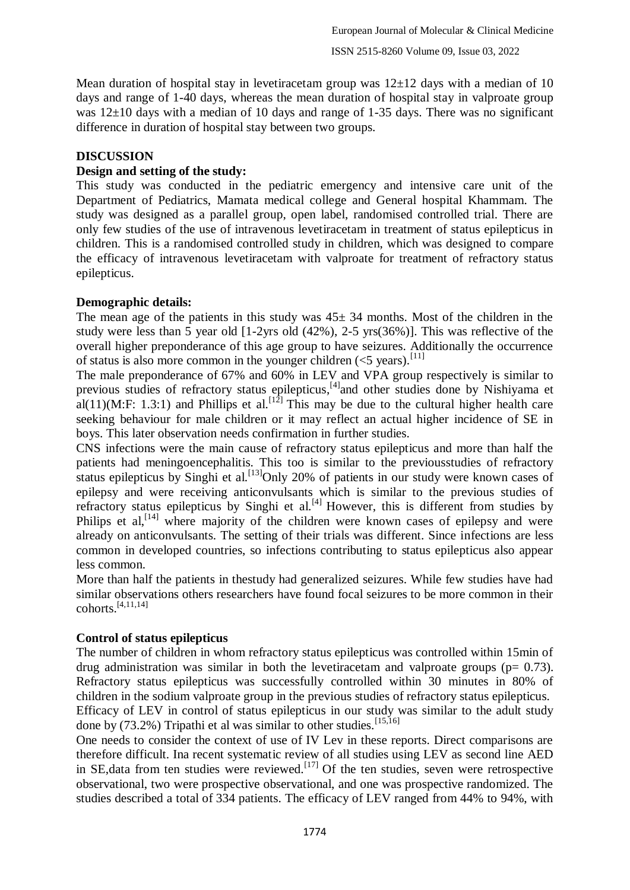Mean duration of hospital stay in levetiracetam group was 12±12 days with a median of 10 days and range of 1-40 days, whereas the mean duration of hospital stay in valproate group was 12±10 days with a median of 10 days and range of 1-35 days. There was no significant difference in duration of hospital stay between two groups.

## DISCUSSION

### Design and setting of the study:

This study was conducted in the pediatric emergency and intensive care unit of the Department of Pediatrics, Mamata medical college and General hospital Khammam. The study was designed as a parallel group, open label, randomised controlled trial. There are only few studies of the use of intravenous levetiracetam in treatment of status epilepticus in children. This is a randomised controlled study in children, which was designed to compare the efficacy of intravenous levetiracetam with valproate for treatment of refractory status epilepticus.

### Demographic details:

The mean age of the patients in this study was 45± 34 months. Most of the children in the study were less than 5 year old [1-2yrs old (42%), 2-5 yrs(36%)]. This was reflective of the overall higher preponderance of this age group to have seizures. Additionally the occurrence of status is also more common in the younger children (<5 years).[11]

The male preponderance of 67% and 60% in LEV and VPA group respectively is similar to previous studies of refractory status epilepticus,[4]and other studies done by Nishiyama et al(11)(M:F: 1.3:1) and Phillips et al.[12] This may be due to the cultural higher health care seeking behaviour for male children or it may reflect an actual higher incidence of SE in boys. This later observation needs confirmation in further studies.

CNS infections were the main cause of refractory status epilepticus and more than half the patients had meningoencephalitis. This too is similar to the previousstudies of refractory status epilepticus by Singhi et al.[13]Only 20% of patients in our study were known cases of epilepsy and were receiving anticonvulsants which is similar to the previous studies of refractory status epilepticus by Singhi et al.[4] However, this is different from studies by Philips et al,[14] where majority of the children were known cases of epilepsy and were already on anticonvulsants. The setting of their trials was different. Since infections are less common in developed countries, so infections contributing to status epilepticus also appear less common.

More than half the patients in thestudy had generalized seizures. While few studies have had similar observations others researchers have found focal seizures to be more common in their cohorts.[4,11,14]

### Control of status epilepticus

The number of children in whom refractory status epilepticus was controlled within 15min of drug administration was similar in both the levetiracetam and valproate groups ($p= 0.73$). Refractory status epilepticus was successfully controlled within 30 minutes in 80% of children in the sodium valproate group in the previous studies of refractory status epilepticus.

Efficacy of LEV in control of status epilepticus in our study was similar to the adult study done by (73.2%) Tripathi et al was similar to other studies.[15,16]

One needs to consider the context of use of IV Lev in these reports. Direct comparisons are therefore difficult. Ina recent systematic review of all studies using LEV as second line AED in SE,data from ten studies were reviewed.[17] Of the ten studies, seven were retrospective observational, two were prospective observational, and one was prospective randomized. The studies described a total of 334 patients. The efficacy of LEV ranged from 44% to 94%, with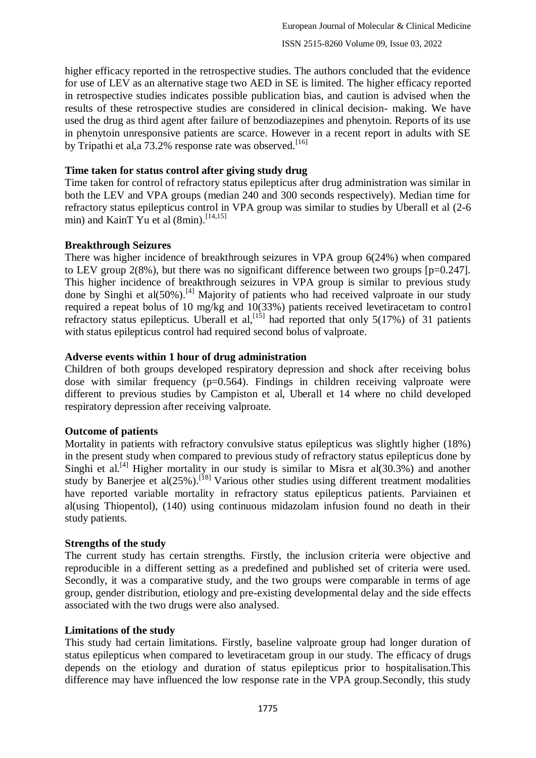higher efficacy reported in the retrospective studies. The authors concluded that the evidence for use of LEV as an alternative stage two AED in SE is limited. The higher efficacy reported in retrospective studies indicates possible publication bias, and caution is advised when the results of these retrospective studies are considered in clinical decision- making. We have used the drug as third agent after failure of benzodiazepines and phenytoin. Reports of its use in phenytoin unresponsive patients are scarce. However in a recent report in adults with SE by Tripathi et al,a 73.2% response rate was observed.[16]

**Time taken for status control after giving study drug**

Time taken for control of refractory status epilepticus after drug administration was similar in both the LEV and VPA groups (median 240 and 300 seconds respectively). Median time for refractory status epilepticus control in VPA group was similar to studies by Uberall et al (2-6 min) and KainT Yu et al (8min).[14,15]

**Breakthrough Seizures**

There was higher incidence of breakthrough seizures in VPA group 6(24%) when compared to LEV group 2(8%), but there was no significant difference between two groups [p=0.247]. This higher incidence of breakthrough seizures in VPA group is similar to previous study done by Singhi et al(50%).[4] Majority of patients who had received valproate in our study required a repeat bolus of 10 mg/kg and 10(33%) patients received levetiracetam to control refractory status epilepticus. Uberall et al,[15] had reported that only 5(17%) of 31 patients with status epilepticus control had required second bolus of valproate.

**Adverse events within 1 hour of drug administration**

Children of both groups developed respiratory depression and shock after receiving bolus dose with similar frequency (p=0.564). Findings in children receiving valproate were different to previous studies by Campiston et al, Uberall et 14 where no child developed respiratory depression after receiving valproate.

**Outcome of patients**

Mortality in patients with refractory convulsive status epilepticus was slightly higher (18%) in the present study when compared to previous study of refractory status epilepticus done by Singhi et al.[4] Higher mortality in our study is similar to Misra et al(30.3%) and another study by Banerjee et al(25%).[18] Various other studies using different treatment modalities have reported variable mortality in refractory status epilepticus patients. Parviainen et al(using Thiopentol), (140) using continuous midazolam infusion found no death in their study patients.

**Strengths of the study**

The current study has certain strengths. Firstly, the inclusion criteria were objective and reproducible in a different setting as a predefined and published set of criteria were used. Secondly, it was a comparative study, and the two groups were comparable in terms of age group, gender distribution, etiology and pre-existing developmental delay and the side effects associated with the two drugs were also analysed.

**Limitations of the study**

This study had certain limitations. Firstly, baseline valproate group had longer duration of status epilepticus when compared to levetiracetam group in our study. The efficacy of drugs depends on the etiology and duration of status epilepticus prior to hospitalisation.This difference may have influenced the low response rate in the VPA group.Secondly, this study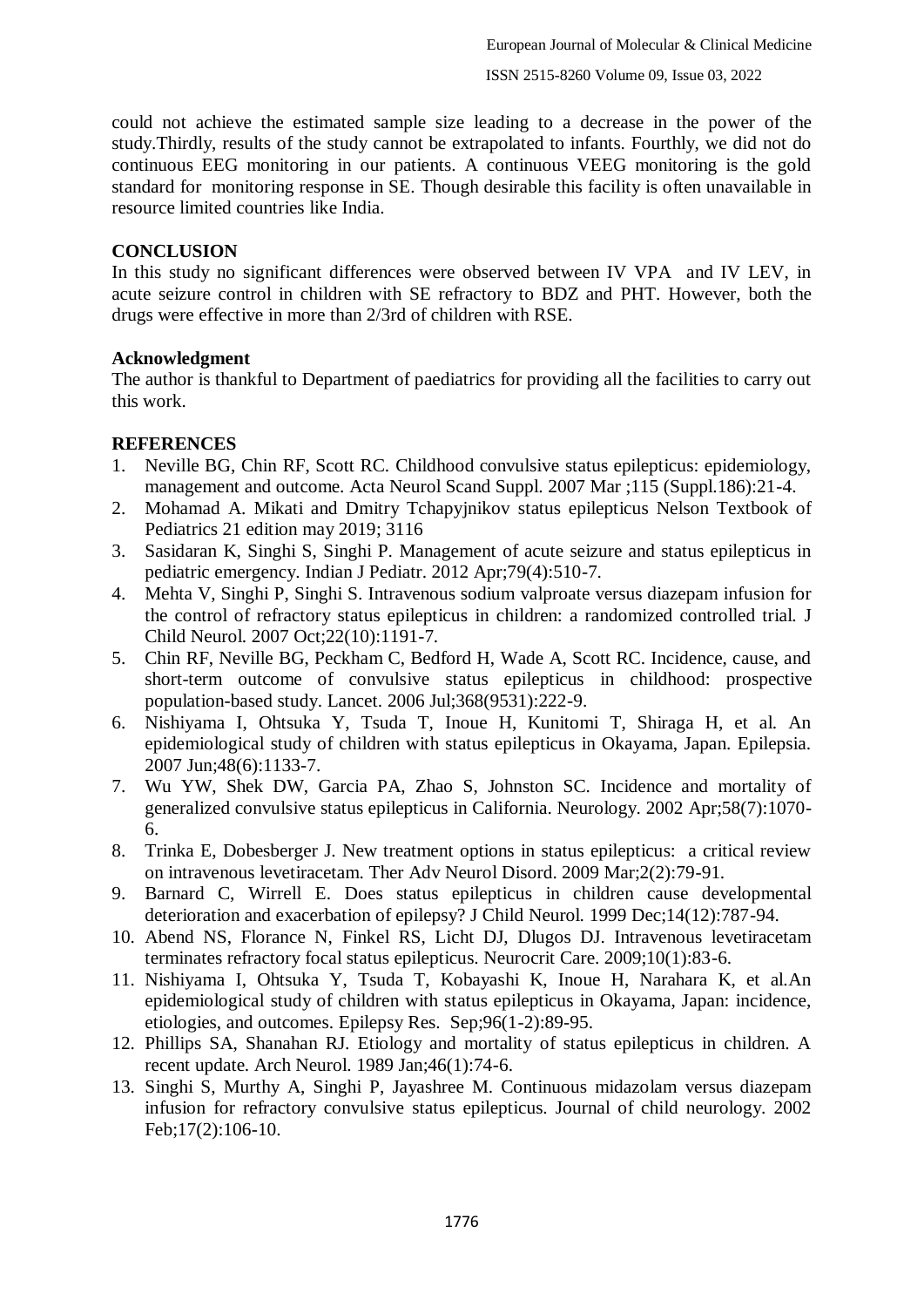could not achieve the estimated sample size leading to a decrease in the power of the study.Thirdly, results of the study cannot be extrapolated to infants. Fourthly, we did not do continuous EEG monitoring in our patients. A continuous VEEG monitoring is the gold standard for monitoring response in SE. Though desirable this facility is often unavailable in resource limited countries like India.

## CONCLUSION

In this study no significant differences were observed between IV VPA and IV LEV, in acute seizure control in children with SE refractory to BDZ and PHT. However, both the drugs were effective in more than 2/3rd of children with RSE.

## Acknowledgment

The author is thankful to Department of paediatrics for providing all the facilities to carry out this work.

## REFERENCES

1. Neville BG, Chin RF, Scott RC. Childhood convulsive status epilepticus: epidemiology, management and outcome. Acta Neurol Scand Suppl. 2007 Mar ;115 (Suppl.186):21-4.
2. Mohamad A. Mikati and Dmitry Tchapyjnikov status epilepticus Nelson Textbook of Pediatrics 21 edition may 2019; 3116
3. Sasidaran K, Singhi S, Singhi P. Management of acute seizure and status epilepticus in pediatric emergency. Indian J Pediatr. 2012 Apr;79(4):510-7.
4. Mehta V, Singhi P, Singhi S. Intravenous sodium valproate versus diazepam infusion for the control of refractory status epilepticus in children: a randomized controlled trial. J Child Neurol. 2007 Oct;22(10):1191-7.
5. Chin RF, Neville BG, Peckham C, Bedford H, Wade A, Scott RC. Incidence, cause, and short-term outcome of convulsive status epilepticus in childhood: prospective population-based study. Lancet. 2006 Jul;368(9531):222-9.
6. Nishiyama I, Ohtsuka Y, Tsuda T, Inoue H, Kunitomi T, Shiraga H, et al. An epidemiological study of children with status epilepticus in Okayama, Japan. Epilepsia. 2007 Jun;48(6):1133-7.
7. Wu YW, Shek DW, Garcia PA, Zhao S, Johnston SC. Incidence and mortality of generalized convulsive status epilepticus in California. Neurology. 2002 Apr;58(7):1070-6.
8. Trinka E, Dobesberger J. New treatment options in status epilepticus: a critical review on intravenous levetiracetam. Ther Adv Neurol Disord. 2009 Mar;2(2):79-91.
9. Barnard C, Wirrell E. Does status epilepticus in children cause developmental deterioration and exacerbation of epilepsy? J Child Neurol. 1999 Dec;14(12):787-94.
10. Abend NS, Florance N, Finkel RS, Licht DJ, Dlugos DJ. Intravenous levetiracetam terminates refractory focal status epilepticus. Neurocrit Care. 2009;10(1):83-6.
11. Nishiyama I, Ohtsuka Y, Tsuda T, Kobayashi K, Inoue H, Narahara K, et al.An epidemiological study of children with status epilepticus in Okayama, Japan: incidence, etiologies, and outcomes. Epilepsy Res. Sep;96(1-2):89-95.
12. Phillips SA, Shanahan RJ. Etiology and mortality of status epilepticus in children. A recent update. Arch Neurol. 1989 Jan;46(1):74-6.
13. Singhi S, Murthy A, Singhi P, Jayashree M. Continuous midazolam versus diazepam infusion for refractory convulsive status epilepticus. Journal of child neurology. 2002 Feb;17(2):106-10.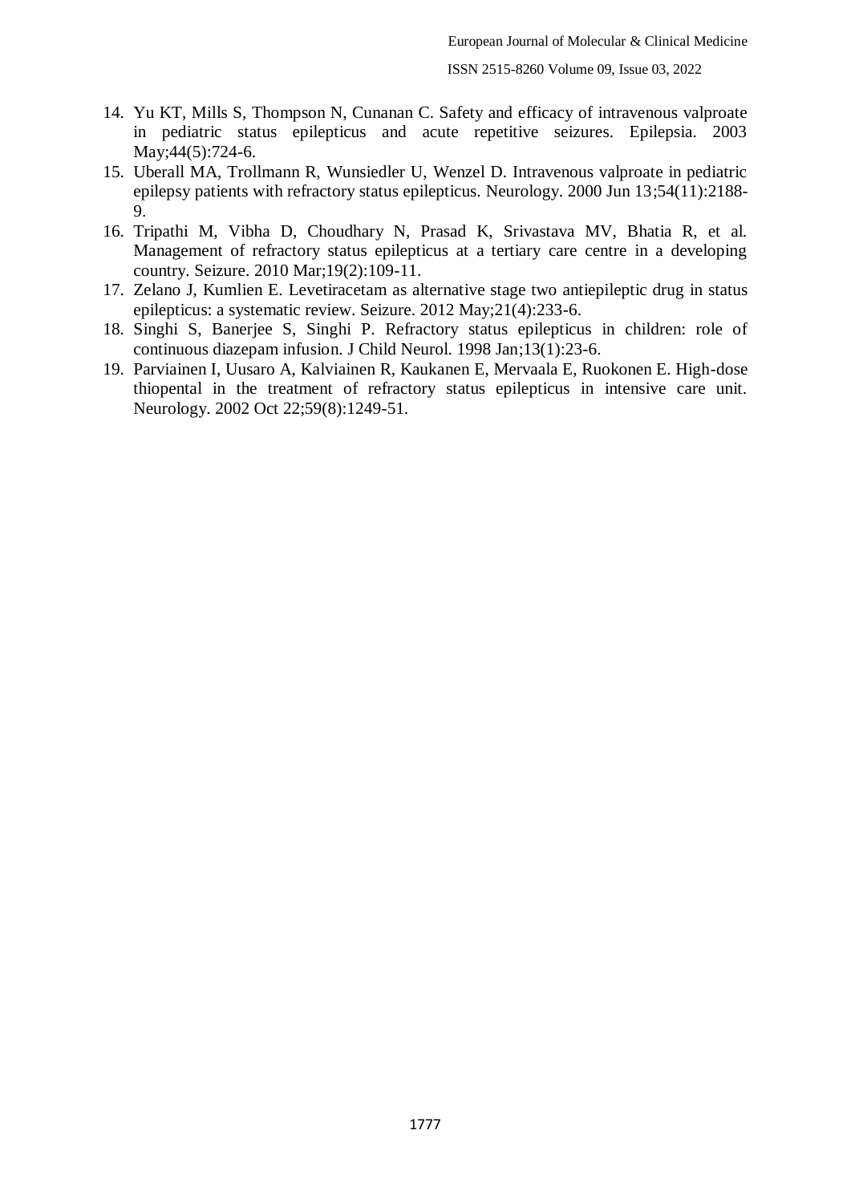14. Yu KT, Mills S, Thompson N, Cunanan C. Safety and efficacy of intravenous valproate in pediatric status epilepticus and acute repetitive seizures. Epilepsia. 2003 May;44(5):724-6.
15. Uberall MA, Trollmann R, Wunsiedler U, Wenzel D. Intravenous valproate in pediatric epilepsy patients with refractory status epilepticus. Neurology. 2000 Jun 13;54(11):2188-9.
16. Tripathi M, Vibha D, Choudhary N, Prasad K, Srivastava MV, Bhatia R, et al. Management of refractory status epilepticus at a tertiary care centre in a developing country. Seizure. 2010 Mar;19(2):109-11.
17. Zelano J, Kumlien E. Levetiracetam as alternative stage two antiepileptic drug in status epilepticus: a systematic review. Seizure. 2012 May;21(4):233-6.
18. Singhi S, Banerjee S, Singhi P. Refractory status epilepticus in children: role of continuous diazepam infusion. J Child Neurol. 1998 Jan;13(1):23-6.
19. Parviainen I, Uusaro A, Kalviainen R, Kaukanen E, Mervaala E, Ruokonen E. High-dose thiopental in the treatment of refractory status epilepticus in intensive care unit. Neurology. 2002 Oct 22;59(8):1249-51.